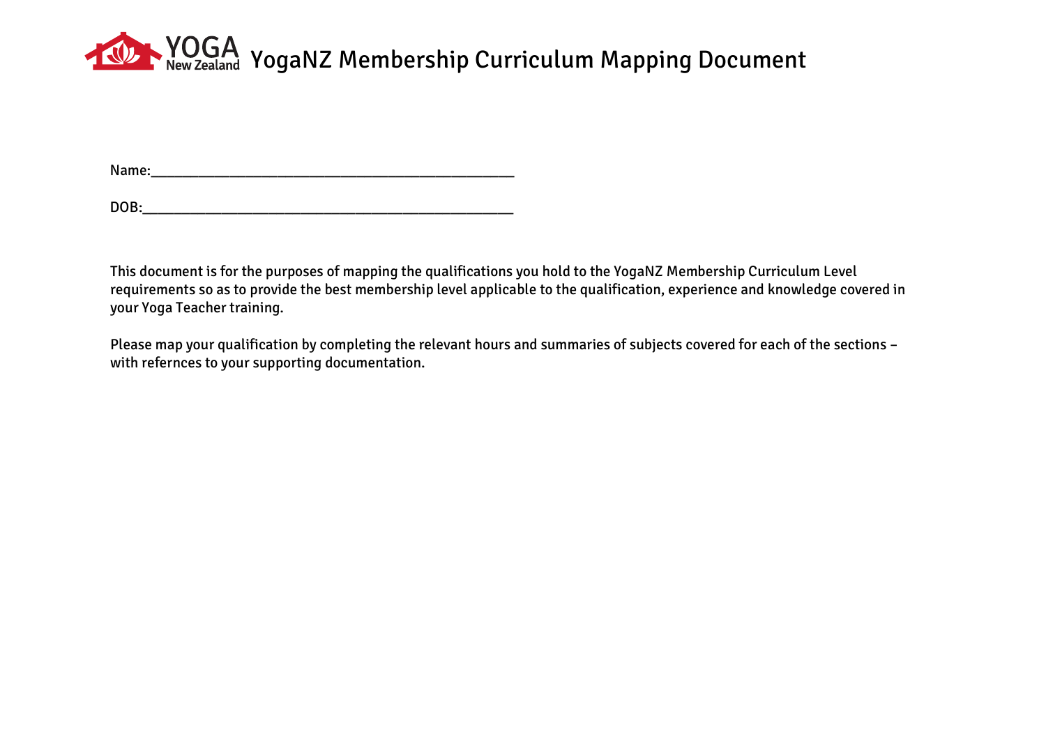# YogaNZ Membership Curriculum Mapping Document

Name:_______________________________________________

DOB:________________________________________________

This document is for the purposes of mapping the qualifications you hold to the YogaNZ Membership Curriculum Level requirements so as to provide the best membership level applicable to the qualification, experience and knowledge covered in your Yoga Teacher training.

Please map your qualification by completing the relevant hours and summaries of subjects covered for each of the sections – with refernces to your supporting documentation.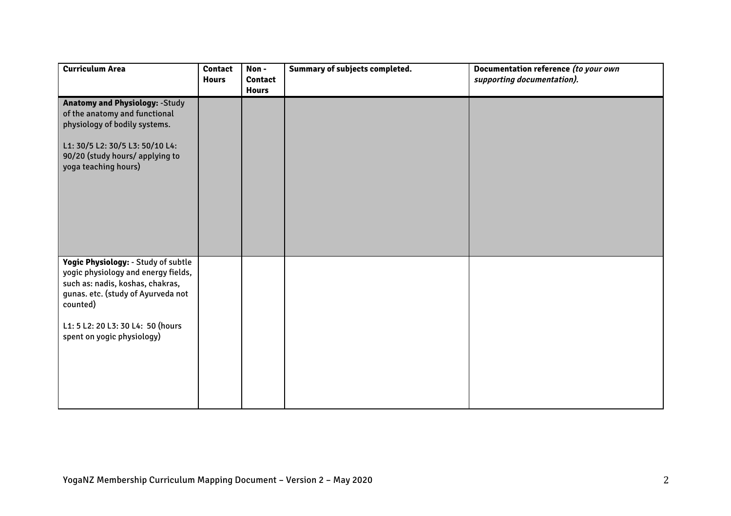| Curriculum Area | Contact Hours | Non - Contact Hours | Summary of subjects completed. | Documentation reference *(to your own supporting documentation).* |
|---|---|---|---|---|
| **Anatomy and Physiology:** -Study of the anatomy and functional physiology of bodily systems.<br><br>L1: 30/5 L2: 30/5 L3: 50/10 L4: 90/20 (study hours/ applying to yoga teaching hours) | | | | |
| **Yogic Physiology:** - Study of subtle yogic physiology and energy fields, such as: nadis, koshas, chakras, gunas. etc. (study of Ayurveda not counted)<br><br>L1: 5 L2: 20 L3: 30 L4: 50 (hours spent on yogic physiology) | | | | |

YogaNZ Membership Curriculum Mapping Document – Version 2 – May 2020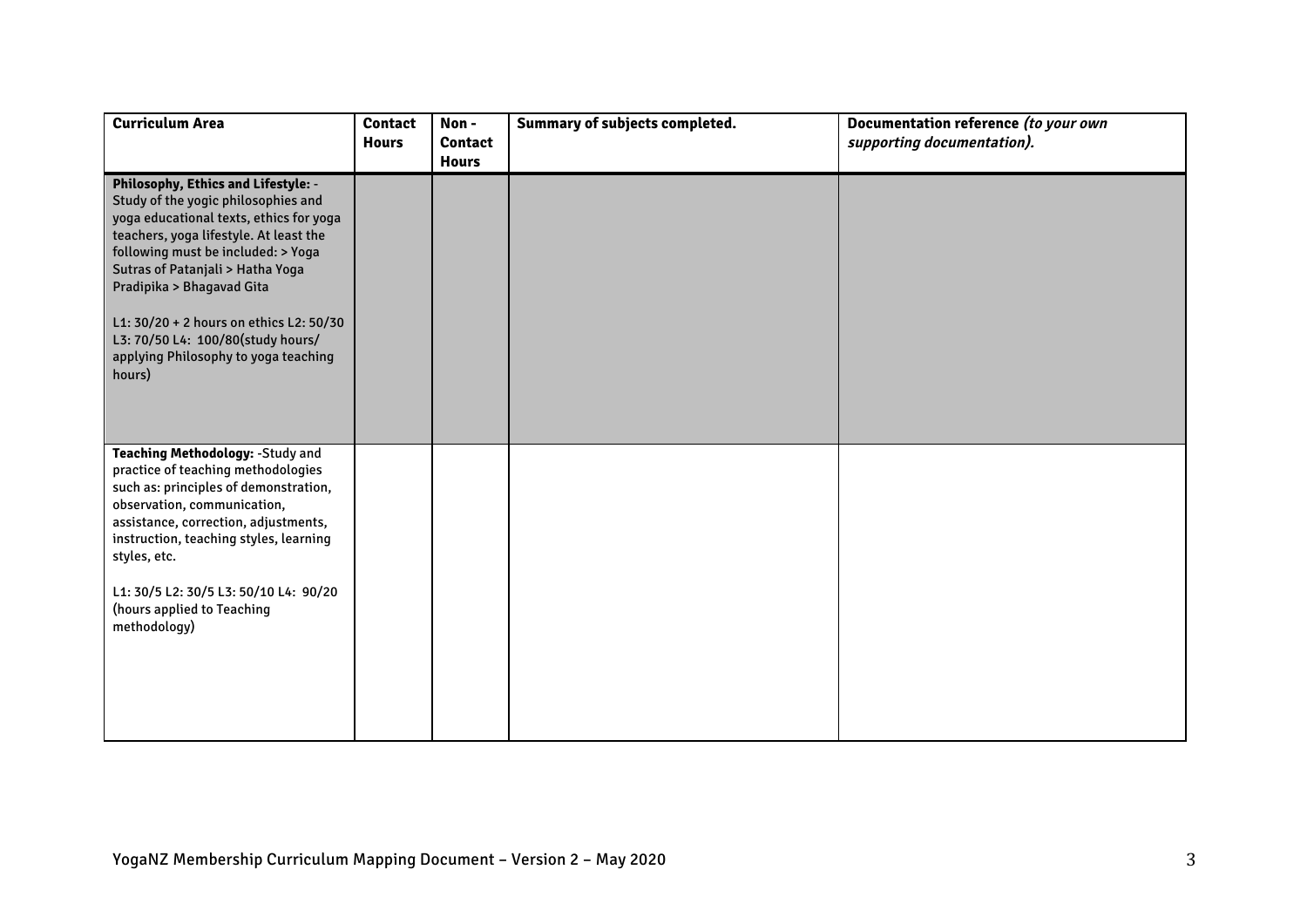| Curriculum Area | Contact Hours | Non - Contact Hours | Summary of subjects completed. | Documentation reference *(to your own supporting documentation).* |
|---|---|---|---|---|
| **Philosophy, Ethics and Lifestyle:** - Study of the yogic philosophies and yoga educational texts, ethics for yoga teachers, yoga lifestyle. At least the following must be included: > Yoga Sutras of Patanjali > Hatha Yoga Pradipika > Bhagavad Gita<br><br>L1: 30/20 + 2 hours on ethics L2: 50/30 L3: 70/50 L4: 100/80(study hours/ applying Philosophy to yoga teaching hours) | | | | |
| **Teaching Methodology:** -Study and practice of teaching methodologies such as: principles of demonstration, observation, communication, assistance, correction, adjustments, instruction, teaching styles, learning styles, etc.<br><br>L1: 30/5 L2: 30/5 L3: 50/10 L4: 90/20 (hours applied to Teaching methodology) | | | | |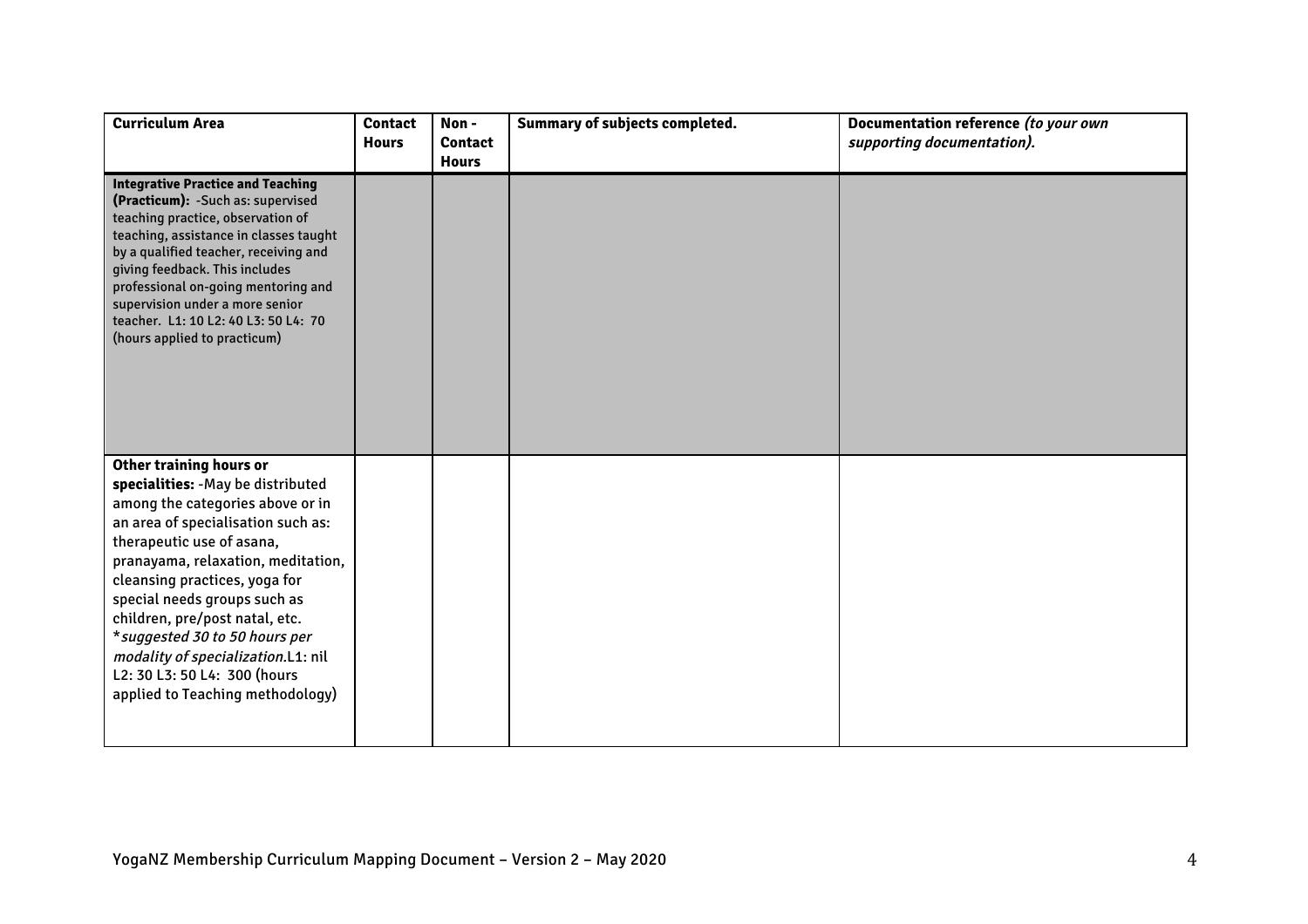| Curriculum Area | Contact Hours | Non - Contact Hours | Summary of subjects completed. | Documentation reference *(to your own supporting documentation)*. |
|---|---|---|---|---|
| **Integrative Practice and Teaching (Practicum):** -Such as: supervised teaching practice, observation of teaching, assistance in classes taught by a qualified teacher, receiving and giving feedback. This includes professional on-going mentoring and supervision under a more senior teacher. L1: 10 L2: 40 L3: 50 L4: 70 (hours applied to practicum) | | | | |
| **Other training hours or specialities:** -May be distributed among the categories above or in an area of specialisation such as: therapeutic use of asana, pranayama, relaxation, meditation, cleansing practices, yoga for special needs groups such as children, pre/post natal, etc. **suggested 30 to 50 hours per modality of specialization.* L1: nil L2: 30 L3: 50 L4: 300 (hours applied to Teaching methodology) | | | | |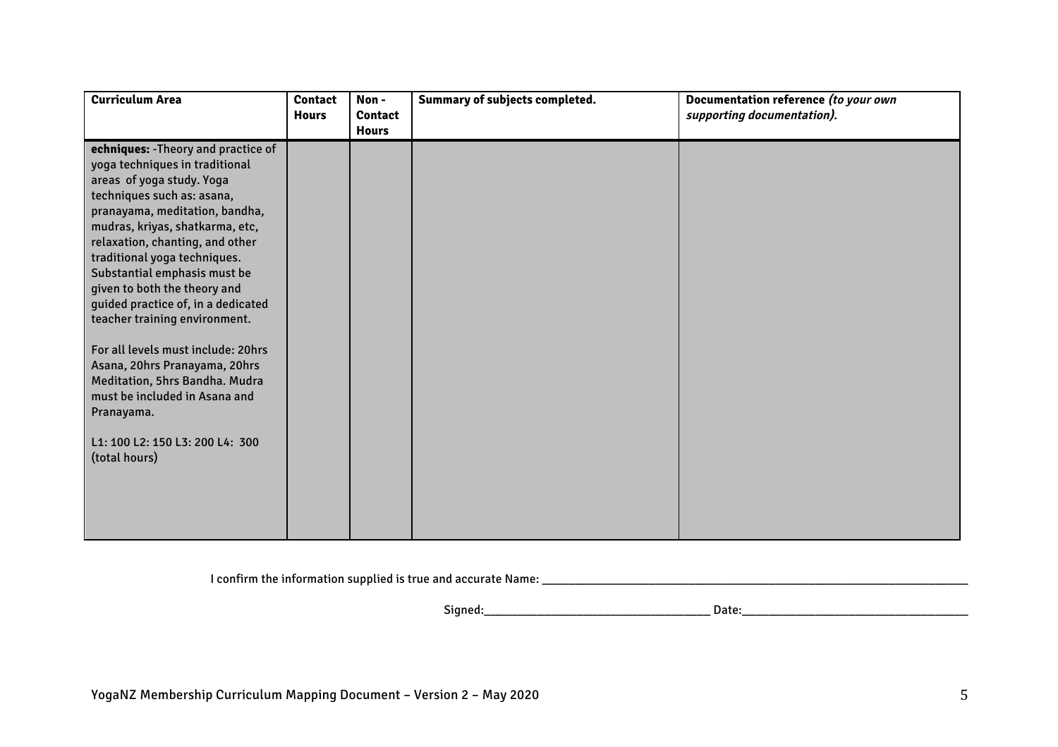| Curriculum Area | Contact Hours | Non - Contact Hours | Summary of subjects completed. | Documentation reference *(to your own supporting documentation).* |
|---|---|---|---|---|
| **echniques:** -Theory and practice of yoga techniques in traditional areas of yoga study. Yoga techniques such as: asana, pranayama, meditation, bandha, mudras, kriyas, shatkarma, etc, relaxation, chanting, and other traditional yoga techniques. Substantial emphasis must be given to both the theory and guided practice of, in a dedicated teacher training environment.<br><br>For all levels must include: 20hrs Asana, 20hrs Pranayama, 20hrs Meditation, 5hrs Bandha. Mudra must be included in Asana and Pranayama.<br><br>L1: 100 L2: 150 L3: 200 L4: 300 (total hours) | | | | |

I confirm the information supplied is true and accurate Name: ______________________________________________

Signed:______________________________ Date:______________________________